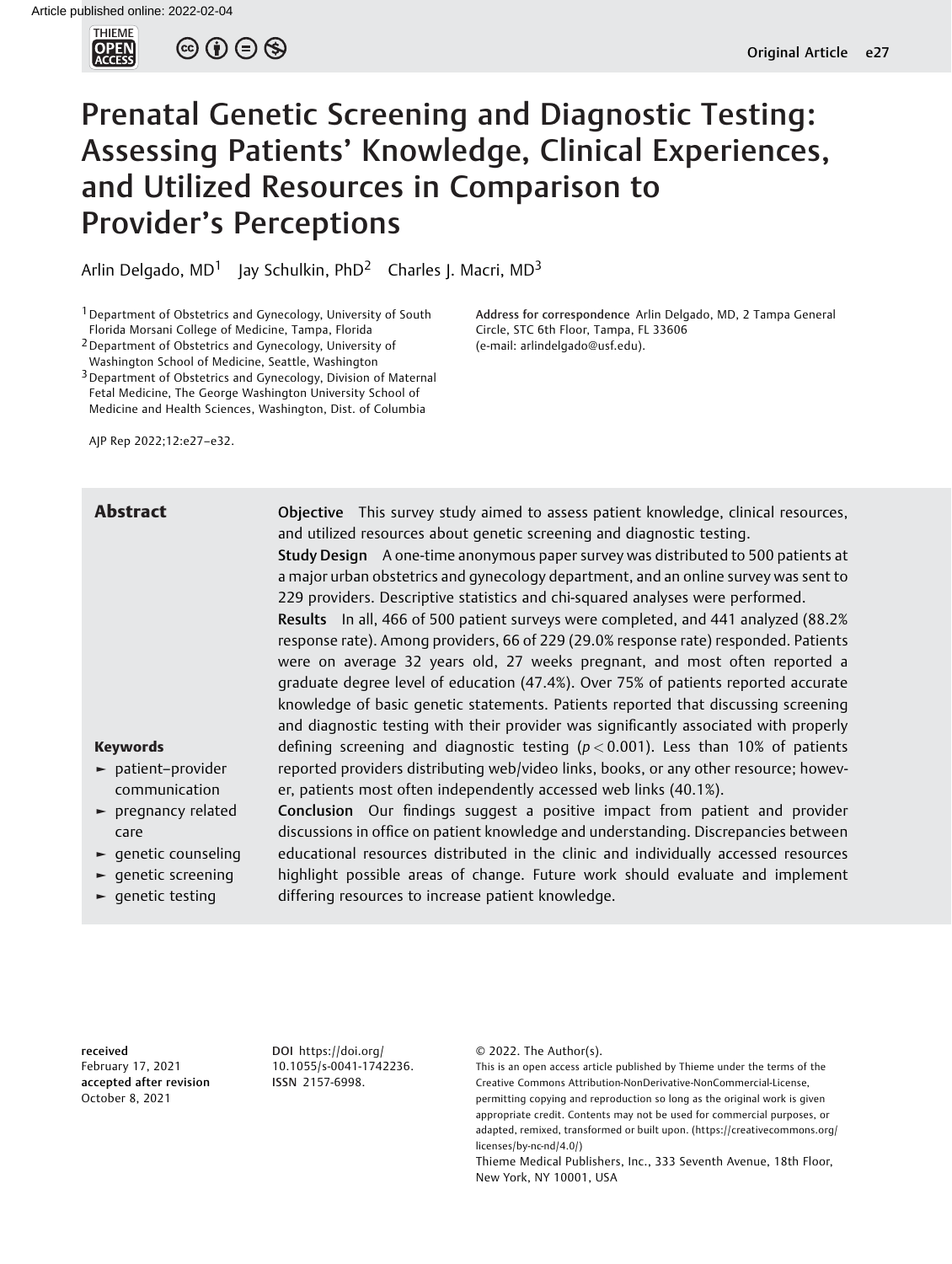# Prenatal Genetic Screening and Diagnostic Testing: Assessing Patients' Knowledge, Clinical Experiences, and Utilized Resources in Comparison to Provider's Perceptions

Arlin Delgado, MD[1] Jay Schulkin, PhD[2] Charles J. Macri, MD[3]

[1] Department of Obstetrics and Gynecology, University of South Florida Morsani College of Medicine, Tampa, Florida
[2] Department of Obstetrics and Gynecology, University of Washington School of Medicine, Seattle, Washington
[3] Department of Obstetrics and Gynecology, Division of Maternal Fetal Medicine, The George Washington University School of Medicine and Health Sciences, Washington, Dist. of Columbia

**Address for correspondence** Arlin Delgado, MD, 2 Tampa General Circle, STC 6th Floor, Tampa, FL 33606 (e-mail: arlindelgado@usf.edu).

AJP Rep 2022;12:e27–e32.

## Abstract

**Objective** This survey study aimed to assess patient knowledge, clinical resources, and utilized resources about genetic screening and diagnostic testing.

**Study Design** A one-time anonymous paper survey was distributed to 500 patients at a major urban obstetrics and gynecology department, and an online survey was sent to 229 providers. Descriptive statistics and chi-squared analyses were performed.

**Results** In all, 466 of 500 patient surveys were completed, and 441 analyzed (88.2% response rate). Among providers, 66 of 229 (29.0% response rate) responded. Patients were on average 32 years old, 27 weeks pregnant, and most often reported a graduate degree level of education (47.4%). Over 75% of patients reported accurate knowledge of basic genetic statements. Patients reported that discussing screening and diagnostic testing with their provider was significantly associated with properly defining screening and diagnostic testing ($p < 0.001$). Less than 10% of patients reported providers distributing web/video links, books, or any other resource; however, patients most often independently accessed web links (40.1%).

**Conclusion** Our findings suggest a positive impact from patient and provider discussions in office on patient knowledge and understanding. Discrepancies between educational resources distributed in the clinic and individually accessed resources highlight possible areas of change. Future work should evaluate and implement differing resources to increase patient knowledge.

**Keywords**

- patient–provider communication
- pregnancy related care
- genetic counseling
- genetic screening
- genetic testing

**received** February 17, 2021
**accepted after revision** October 8, 2021

**DOI** https://doi.org/10.1055/s-0041-1742236.
**ISSN** 2157-6998.

© 2022. The Author(s).
This is an open access article published by Thieme under the terms of the Creative Commons Attribution-NonDerivative-NonCommercial-License, permitting copying and reproduction so long as the original work is given appropriate credit. Contents may not be used for commercial purposes, or adapted, remixed, transformed or built upon. (https://creativecommons.org/licenses/by-nc-nd/4.0/)
Thieme Medical Publishers, Inc., 333 Seventh Avenue, 18th Floor, New York, NY 10001, USA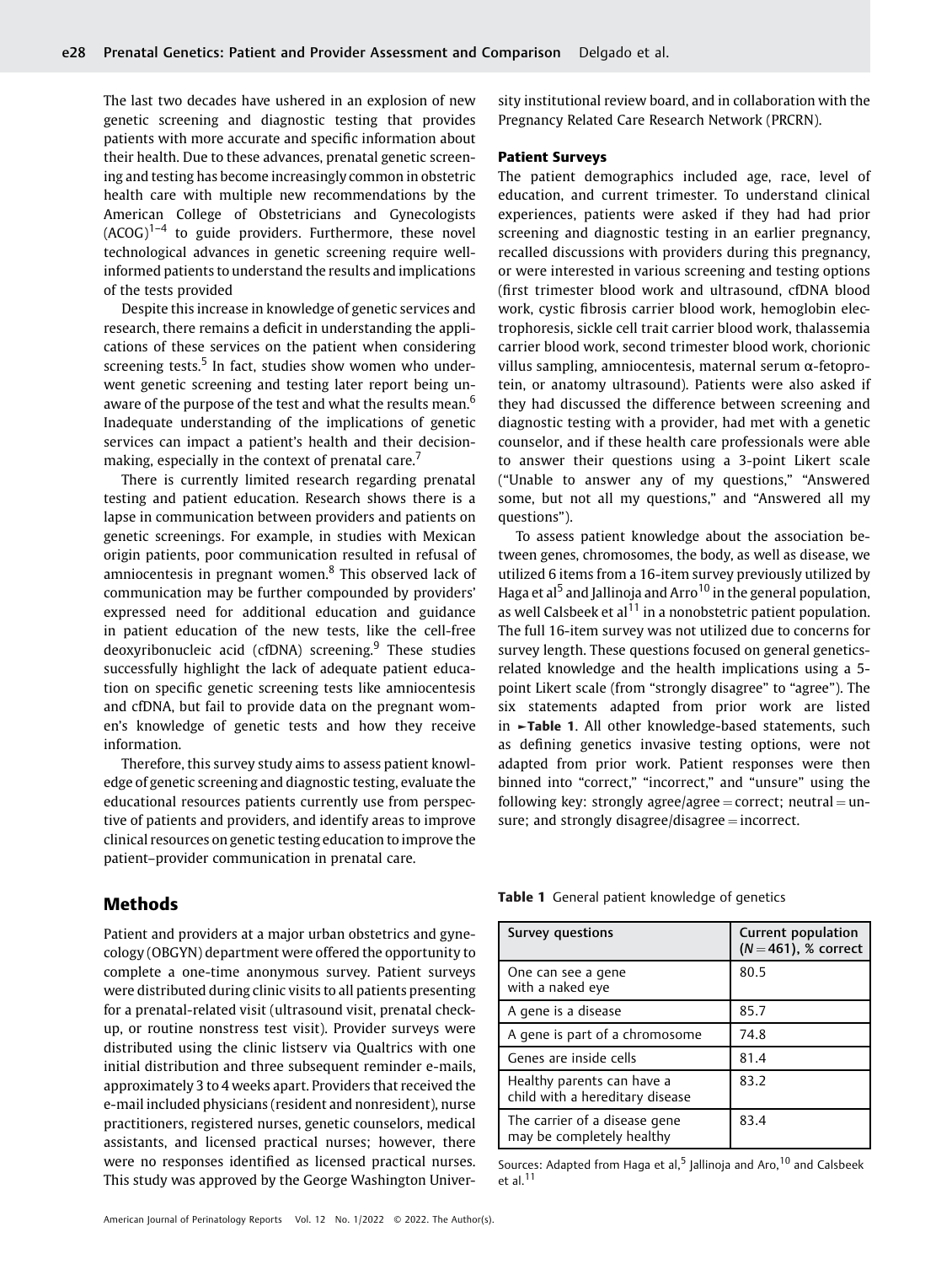The last two decades have ushered in an explosion of new genetic screening and diagnostic testing that provides patients with more accurate and specific information about their health. Due to these advances, prenatal genetic screening and testing has become increasingly common in obstetric health care with multiple new recommendations by the American College of Obstetricians and Gynecologists (ACOG)[1–4] to guide providers. Furthermore, these novel technological advances in genetic screening require well-informed patients to understand the results and implications of the tests provided

Despite this increase in knowledge of genetic services and research, there remains a deficit in understanding the applications of these services on the patient when considering screening tests.[5] In fact, studies show women who underwent genetic screening and testing later report being unaware of the purpose of the test and what the results mean.[6] Inadequate understanding of the implications of genetic services can impact a patient's health and their decision-making, especially in the context of prenatal care.[7]

There is currently limited research regarding prenatal testing and patient education. Research shows there is a lapse in communication between providers and patients on genetic screenings. For example, in studies with Mexican origin patients, poor communication resulted in refusal of amniocentesis in pregnant women.[8] This observed lack of communication may be further compounded by providers' expressed need for additional education and guidance in patient education of the new tests, like the cell-free deoxyribonucleic acid (cfDNA) screening.[9] These studies successfully highlight the lack of adequate patient education on specific genetic screening tests like amniocentesis and cfDNA, but fail to provide data on the pregnant women's knowledge of genetic tests and how they receive information.

Therefore, this survey study aims to assess patient knowledge of genetic screening and diagnostic testing, evaluate the educational resources patients currently use from perspective of patients and providers, and identify areas to improve clinical resources on genetic testing education to improve the patient–provider communication in prenatal care.

## Methods

Patient and providers at a major urban obstetrics and gynecology (OBGYN) department were offered the opportunity to complete a one-time anonymous survey. Patient surveys were distributed during clinic visits to all patients presenting for a prenatal-related visit (ultrasound visit, prenatal checkup, or routine nonstress test visit). Provider surveys were distributed using the clinic listserv via Qualtrics with one initial distribution and three subsequent reminder e-mails, approximately 3 to 4 weeks apart. Providers that received the e-mail included physicians (resident and nonresident), nurse practitioners, registered nurses, genetic counselors, medical assistants, and licensed practical nurses; however, there were no responses identified as licensed practical nurses. This study was approved by the George Washington University institutional review board, and in collaboration with the Pregnancy Related Care Research Network (PRCRN).

### Patient Surveys

The patient demographics included age, race, level of education, and current trimester. To understand clinical experiences, patients were asked if they had had prior screening and diagnostic testing in an earlier pregnancy, recalled discussions with providers during this pregnancy, or were interested in various screening and testing options (first trimester blood work and ultrasound, cfDNA blood work, cystic fibrosis carrier blood work, hemoglobin electrophoresis, sickle cell trait carrier blood work, thalassemia carrier blood work, second trimester blood work, chorionic villus sampling, amniocentesis, maternal serum α-fetoprotein, or anatomy ultrasound). Patients were also asked if they had discussed the difference between screening and diagnostic testing with a provider, had met with a genetic counselor, and if these health care professionals were able to answer their questions using a 3-point Likert scale ("Unable to answer any of my questions," "Answered some, but not all my questions," and "Answered all my questions").

To assess patient knowledge about the association between genes, chromosomes, the body, as well as disease, we utilized 6 items from a 16-item survey previously utilized by Haga et al[5] and Jallinoja and Arro[10] in the general population, as well Calsbeek et al[11] in a nonobstetric patient population. The full 16-item survey was not utilized due to concerns for survey length. These questions focused on general genetics-related knowledge and the health implications using a 5-point Likert scale (from "strongly disagree" to "agree"). The six statements adapted from prior work are listed in ►**Table 1**. All other knowledge-based statements, such as defining genetics invasive testing options, were not adapted from prior work. Patient responses were then binned into "correct," "incorrect," and "unsure" using the following key: strongly agree/agree = correct; neutral = unsure; and strongly disagree/disagree = incorrect.

**Table 1** General patient knowledge of genetics

| Survey questions | Current population ($N = 461$), % correct |
|---|---|
| One can see a gene with a naked eye | 80.5 |
| A gene is a disease | 85.7 |
| A gene is part of a chromosome | 74.8 |
| Genes are inside cells | 81.4 |
| Healthy parents can have a child with a hereditary disease | 83.2 |
| The carrier of a disease gene may be completely healthy | 83.4 |

Sources: Adapted from Haga et al,[5] Jallinoja and Aro,[10] and Calsbeek et al.[11]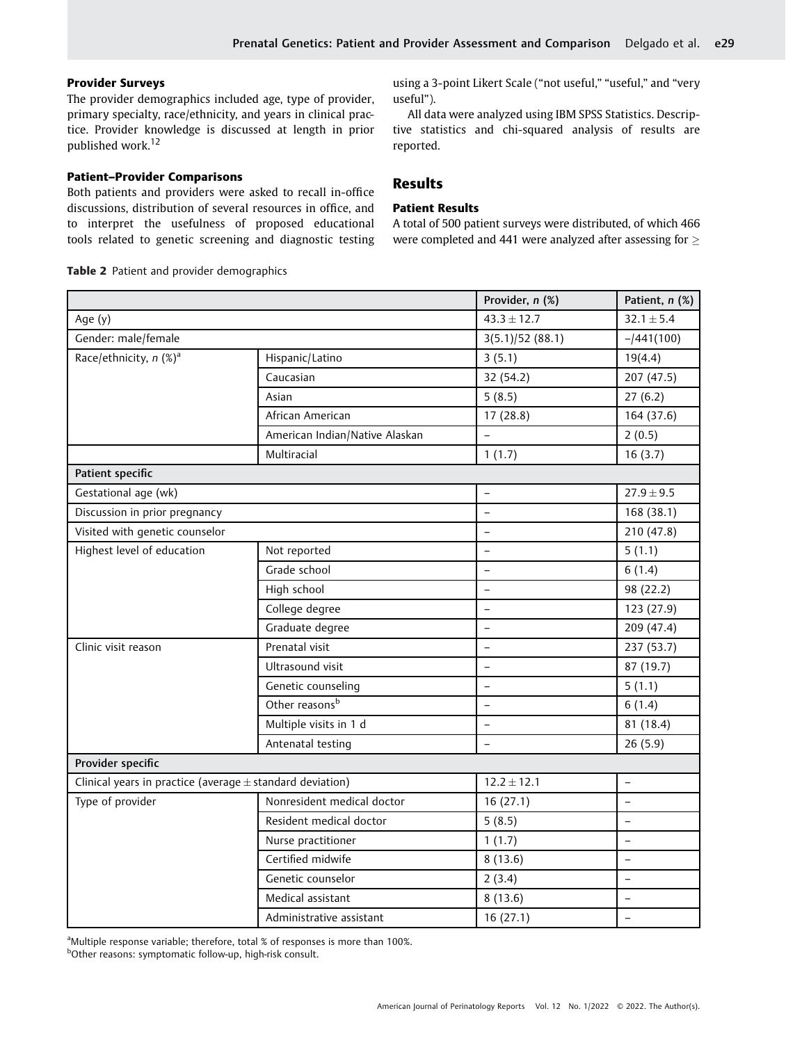### Provider Surveys

The provider demographics included age, type of provider, primary specialty, race/ethnicity, and years in clinical practice. Provider knowledge is discussed at length in prior published work.[12]

### Patient–Provider Comparisons

Both patients and providers were asked to recall in-office discussions, distribution of several resources in office, and to interpret the usefulness of proposed educational tools related to genetic screening and diagnostic testing using a 3-point Likert Scale ("not useful," "useful," and "very useful").

All data were analyzed using IBM SPSS Statistics. Descriptive statistics and chi-squared analysis of results are reported.

## Results

### Patient Results

A total of 500 patient surveys were distributed, of which 466 were completed and 441 were analyzed after assessing for ≥

**Table 2** Patient and provider demographics

| | | Provider, *n* (%) | Patient, *n* (%) |
|---|---|---|---|
| Age (y) | | 43.3 ± 12.7 | 32.1 ± 5.4 |
| Gender: male/female | | 3(5.1)/52 (88.1) | –/441(100) |
| Race/ethnicity, *n* (%)[a] | Hispanic/Latino | 3 (5.1) | 19(4.4) |
| | Caucasian | 32 (54.2) | 207 (47.5) |
| | Asian | 5 (8.5) | 27 (6.2) |
| | African American | 17 (28.8) | 164 (37.6) |
| | American Indian/Native Alaskan | – | 2 (0.5) |
| | Multiracial | 1 (1.7) | 16 (3.7) |
| **Patient specific** | | | |
| Gestational age (wk) | | – | 27.9 ± 9.5 |
| Discussion in prior pregnancy | | – | 168 (38.1) |
| Visited with genetic counselor | | – | 210 (47.8) |
| Highest level of education | Not reported | – | 5 (1.1) |
| | Grade school | – | 6 (1.4) |
| | High school | – | 98 (22.2) |
| | College degree | – | 123 (27.9) |
| | Graduate degree | – | 209 (47.4) |
| Clinic visit reason | Prenatal visit | – | 237 (53.7) |
| | Ultrasound visit | – | 87 (19.7) |
| | Genetic counseling | – | 5 (1.1) |
| | Other reasons[b] | – | 6 (1.4) |
| | Multiple visits in 1 d | – | 81 (18.4) |
| | Antenatal testing | – | 26 (5.9) |
| **Provider specific** | | | |
| Clinical years in practice (average ± standard deviation) | | 12.2 ± 12.1 | – |
| Type of provider | Nonresident medical doctor | 16 (27.1) | – |
| | Resident medical doctor | 5 (8.5) | – |
| | Nurse practitioner | 1 (1.7) | – |
| | Certified midwife | 8 (13.6) | – |
| | Genetic counselor | 2 (3.4) | – |
| | Medical assistant | 8 (13.6) | – |
| | Administrative assistant | 16 (27.1) | – |

[a]Multiple response variable; therefore, total % of responses is more than 100%.
[b]Other reasons: symptomatic follow-up, high-risk consult.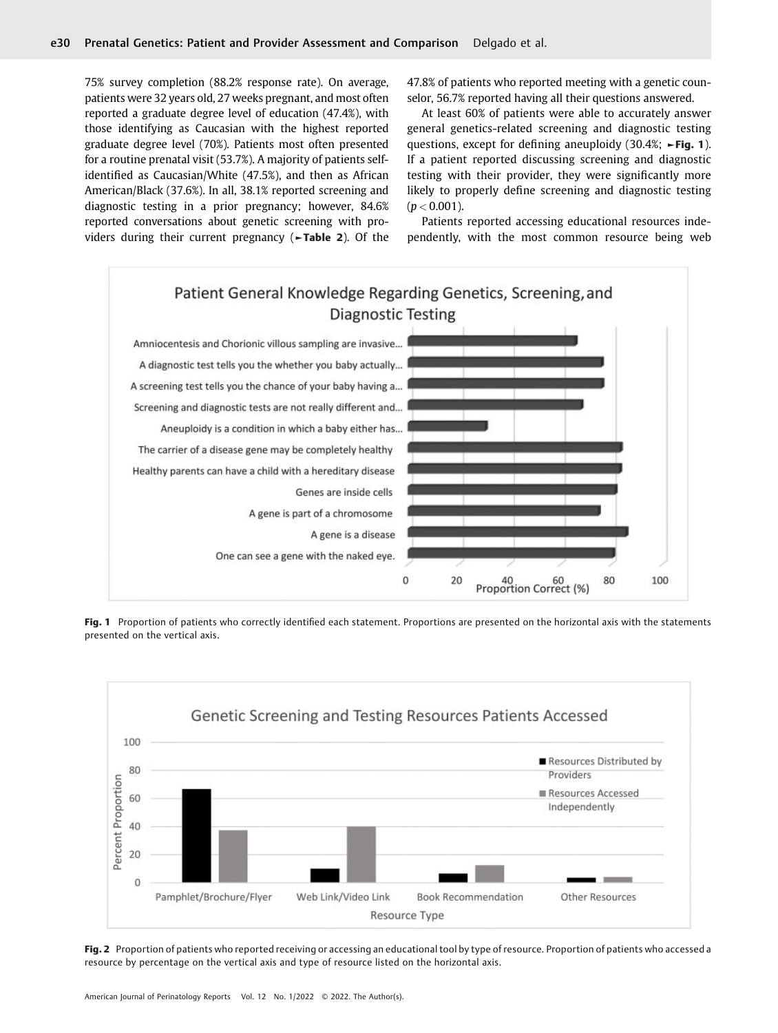75% survey completion (88.2% response rate). On average, patients were 32 years old, 27 weeks pregnant, and most often reported a graduate degree level of education (47.4%), with those identifying as Caucasian with the highest reported graduate degree level (70%). Patients most often presented for a routine prenatal visit (53.7%). A majority of patients self-identified as Caucasian/White (47.5%), and then as African American/Black (37.6%). In all, 38.1% reported screening and diagnostic testing in a prior pregnancy; however, 84.6% reported conversations about genetic screening with providers during their current pregnancy (►**Table 2**). Of the 47.8% of patients who reported meeting with a genetic counselor, 56.7% reported having all their questions answered.

At least 60% of patients were able to accurately answer general genetics-related screening and diagnostic testing questions, except for defining aneuploidy (30.4%; ►**Fig. 1**). If a patient reported discussing screening and diagnostic testing with their provider, they were significantly more likely to properly define screening and diagnostic testing ($p < 0.001$).

Patients reported accessing educational resources independently, with the most common resource being web

**Fig. 1** Proportion of patients who correctly identified each statement. Proportions are presented on the horizontal axis with the statements presented on the vertical axis.

**Fig. 2** Proportion of patients who reported receiving or accessing an educational tool by type of resource. Proportion of patients who accessed a resource by percentage on the vertical axis and type of resource listed on the horizontal axis.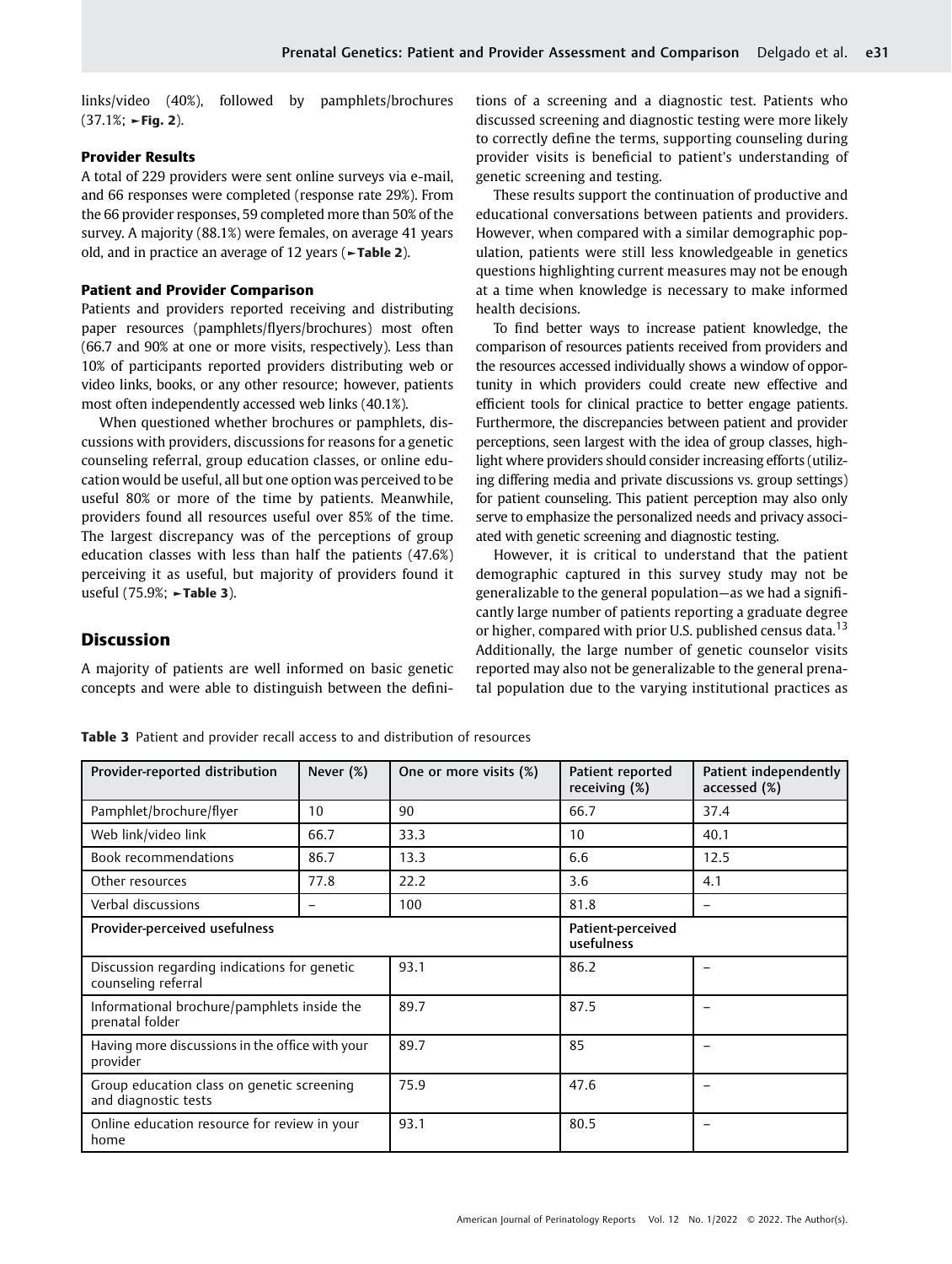links/video (40%), followed by pamphlets/brochures (37.1%; ►Fig. 2).

### Provider Results

A total of 229 providers were sent online surveys via e-mail, and 66 responses were completed (response rate 29%). From the 66 provider responses, 59 completed more than 50% of the survey. A majority (88.1%) were females, on average 41 years old, and in practice an average of 12 years (►Table 2).

### Patient and Provider Comparison

Patients and providers reported receiving and distributing paper resources (pamphlets/flyers/brochures) most often (66.7 and 90% at one or more visits, respectively). Less than 10% of participants reported providers distributing web or video links, books, or any other resource; however, patients most often independently accessed web links (40.1%).

When questioned whether brochures or pamphlets, discussions with providers, discussions for reasons for a genetic counseling referral, group education classes, or online education would be useful, all but one option was perceived to be useful 80% or more of the time by patients. Meanwhile, providers found all resources useful over 85% of the time. The largest discrepancy was of the perceptions of group education classes with less than half the patients (47.6%) perceiving it as useful, but majority of providers found it useful (75.9%; ►Table 3).

## Discussion

A majority of patients are well informed on basic genetic concepts and were able to distinguish between the definitions of a screening and a diagnostic test. Patients who discussed screening and diagnostic testing were more likely to correctly define the terms, supporting counseling during provider visits is beneficial to patient's understanding of genetic screening and testing.

These results support the continuation of productive and educational conversations between patients and providers. However, when compared with a similar demographic population, patients were still less knowledgeable in genetics questions highlighting current measures may not be enough at a time when knowledge is necessary to make informed health decisions.

To find better ways to increase patient knowledge, the comparison of resources patients received from providers and the resources accessed individually shows a window of opportunity in which providers could create new effective and efficient tools for clinical practice to better engage patients. Furthermore, the discrepancies between patient and provider perceptions, seen largest with the idea of group classes, highlight where providers should consider increasing efforts (utilizing differing media and private discussions vs. group settings) for patient counseling. This patient perception may also only serve to emphasize the personalized needs and privacy associated with genetic screening and diagnostic testing.

However, it is critical to understand that the patient demographic captured in this survey study may not be generalizable to the general population—as we had a significantly large number of patients reporting a graduate degree or higher, compared with prior U.S. published census data.[13] Additionally, the large number of genetic counselor visits reported may also not be generalizable to the general prenatal population due to the varying institutional practices as

**Table 3** Patient and provider recall access to and distribution of resources

| Provider-reported distribution | Never (%) | One or more visits (%) | Patient reported receiving (%) | Patient independently accessed (%) |
|---|---|---|---|---|
| Pamphlet/brochure/flyer | 10 | 90 | 66.7 | 37.4 |
| Web link/video link | 66.7 | 33.3 | 10 | 40.1 |
| Book recommendations | 86.7 | 13.3 | 6.6 | 12.5 |
| Other resources | 77.8 | 22.2 | 3.6 | 4.1 |
| Verbal discussions | – | 100 | 81.8 | – |
| **Provider-perceived usefulness** | | | **Patient-perceived usefulness** | |
| Discussion regarding indications for genetic counseling referral | | 93.1 | 86.2 | – |
| Informational brochure/pamphlets inside the prenatal folder | | 89.7 | 87.5 | – |
| Having more discussions in the office with your provider | | 89.7 | 85 | – |
| Group education class on genetic screening and diagnostic tests | | 75.9 | 47.6 | – |
| Online education resource for review in your home | | 93.1 | 80.5 | – |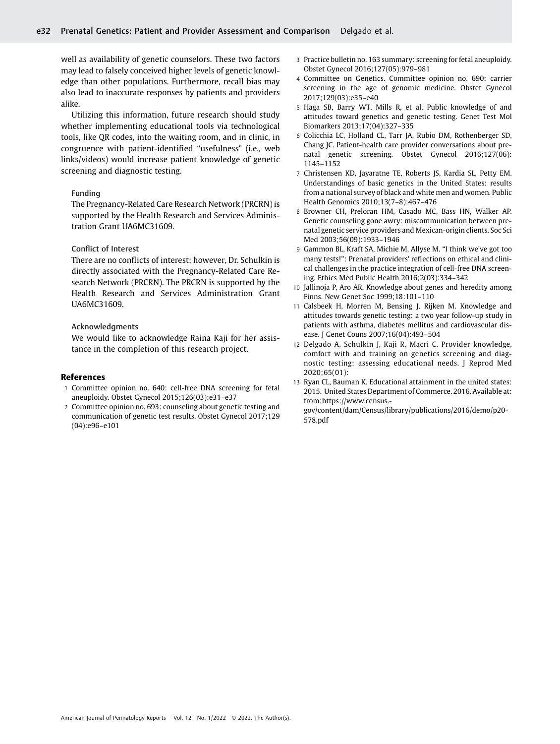well as availability of genetic counselors. These two factors may lead to falsely conceived higher levels of genetic knowledge than other populations. Furthermore, recall bias may also lead to inaccurate responses by patients and providers alike.

Utilizing this information, future research should study whether implementing educational tools via technological tools, like QR codes, into the waiting room, and in clinic, in congruence with patient-identified "usefulness" (i.e., web links/videos) would increase patient knowledge of genetic screening and diagnostic testing.

#### Funding

The Pregnancy-Related Care Research Network (PRCRN) is supported by the Health Research and Services Administration Grant UA6MC31609.

#### Conflict of Interest

There are no conflicts of interest; however, Dr. Schulkin is directly associated with the Pregnancy-Related Care Research Network (PRCRN). The PRCRN is supported by the Health Research and Services Administration Grant UA6MC31609.

#### Acknowledgments

We would like to acknowledge Raina Kaji for her assistance in the completion of this research project.

## References

1. Committee opinion no. 640: cell-free DNA screening for fetal aneuploidy. Obstet Gynecol 2015;126(03):e31–e37
2. Committee opinion no. 693: counseling about genetic testing and communication of genetic test results. Obstet Gynecol 2017;129 (04):e96–e101
3. Practice bulletin no. 163 summary: screening for fetal aneuploidy. Obstet Gynecol 2016;127(05):979–981
4. Committee on Genetics. Committee opinion no. 690: carrier screening in the age of genomic medicine. Obstet Gynecol 2017;129(03):e35–e40
5. Haga SB, Barry WT, Mills R, et al. Public knowledge of and attitudes toward genetics and genetic testing. Genet Test Mol Biomarkers 2013;17(04):327–335
6. Colicchia LC, Holland CL, Tarr JA, Rubio DM, Rothenberger SD, Chang JC. Patient-health care provider conversations about prenatal genetic screening. Obstet Gynecol 2016;127(06): 1145–1152
7. Christensen KD, Jayaratne TE, Roberts JS, Kardia SL, Petty EM. Understandings of basic genetics in the United States: results from a national survey of black and white men and women. Public Health Genomics 2010;13(7–8):467–476
8. Browner CH, Preloran HM, Casado MC, Bass HN, Walker AP. Genetic counseling gone awry: miscommunication between prenatal genetic service providers and Mexican-origin clients. Soc Sci Med 2003;56(09):1933–1946
9. Gammon BL, Kraft SA, Michie M, Allyse M. "I think we've got too many tests!": Prenatal providers' reflections on ethical and clinical challenges in the practice integration of cell-free DNA screening. Ethics Med Public Health 2016;2(03):334–342
10. Jallinoja P, Aro AR. Knowledge about genes and heredity among Finns. New Genet Soc 1999;18:101–110
11. Calsbeek H, Morren M, Bensing J, Rijken M. Knowledge and attitudes towards genetic testing: a two year follow-up study in patients with asthma, diabetes mellitus and cardiovascular disease. J Genet Couns 2007;16(04):493–504
12. Delgado A, Schulkin J, Kaji R, Macri C. Provider knowledge, comfort with and training on genetics screening and diagnostic testing: assessing educational needs. J Reprod Med 2020;65(01):
13. Ryan CL, Bauman K. Educational attainment in the united states: 2015. United States Department of Commerce. 2016. Available at: from:https://www.census.-gov/content/dam/Census/library/publications/2016/demo/p20-578.pdf